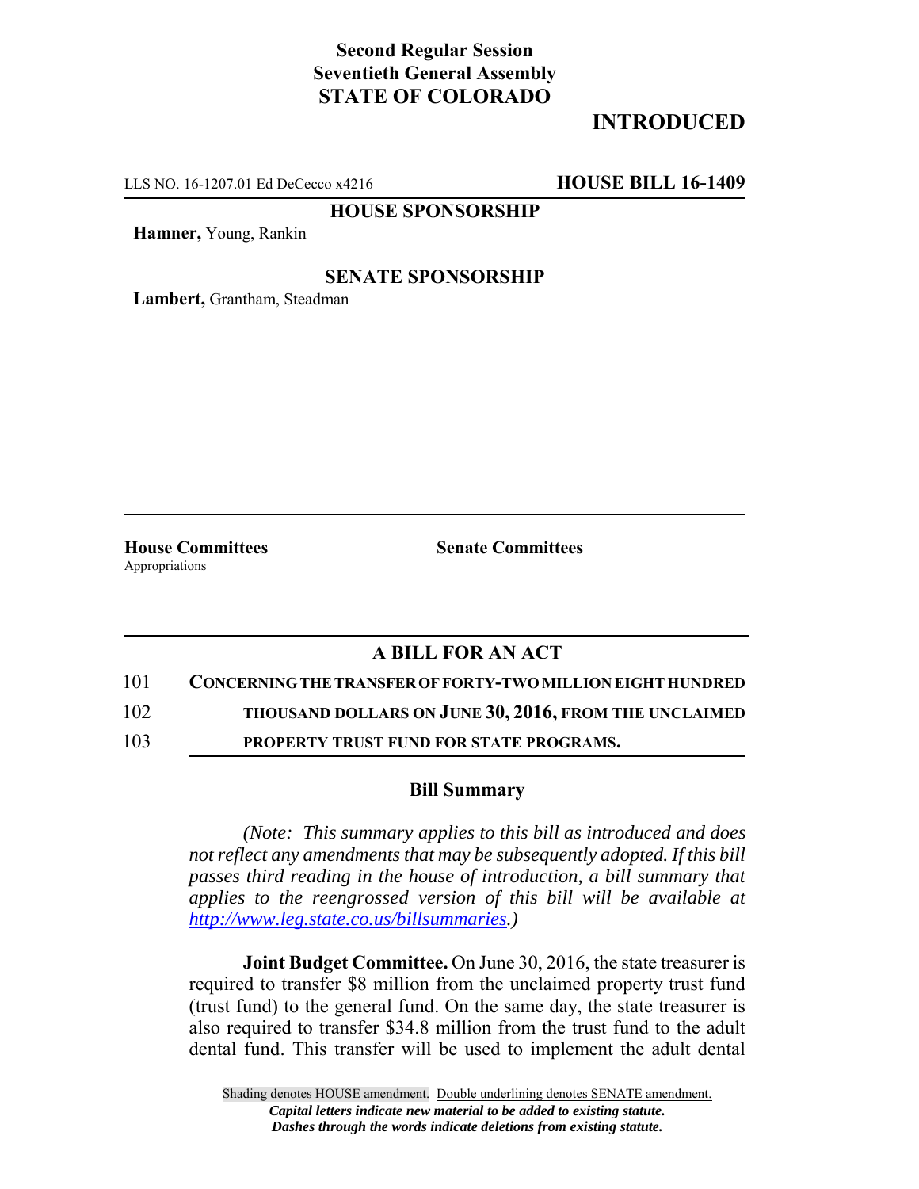**Second Regular Session**
**Seventieth General Assembly**
**STATE OF COLORADO**

**INTRODUCED**

LLS NO. 16-1207.01 Ed DeCecco x4216 **HOUSE BILL 16-1409**

**HOUSE SPONSORSHIP**

**Hamner,** Young, Rankin

**SENATE SPONSORSHIP**

**Lambert,** Grantham, Steadman

| **House Committees** | **Senate Committees** |
| --- | --- |
| Appropriations | |

## A BILL FOR AN ACT

101 **CONCERNING THE TRANSFER OF FORTY-TWO MILLION EIGHT HUNDRED**
102 **THOUSAND DOLLARS ON JUNE 30, 2016, FROM THE UNCLAIMED**
103 **PROPERTY TRUST FUND FOR STATE PROGRAMS.**

### Bill Summary

*(Note: This summary applies to this bill as introduced and does not reflect any amendments that may be subsequently adopted. If this bill passes third reading in the house of introduction, a bill summary that applies to the reengrossed version of this bill will be available at http://www.leg.state.co.us/billsummaries.)*

**Joint Budget Committee.** On June 30, 2016, the state treasurer is required to transfer $8 million from the unclaimed property trust fund (trust fund) to the general fund. On the same day, the state treasurer is also required to transfer $34.8 million from the trust fund to the adult dental fund. This transfer will be used to implement the adult dental

Shading denotes HOUSE amendment. Double underlining denotes SENATE amendment.
*Capital letters indicate new material to be added to existing statute.*
*Dashes through the words indicate deletions from existing statute.*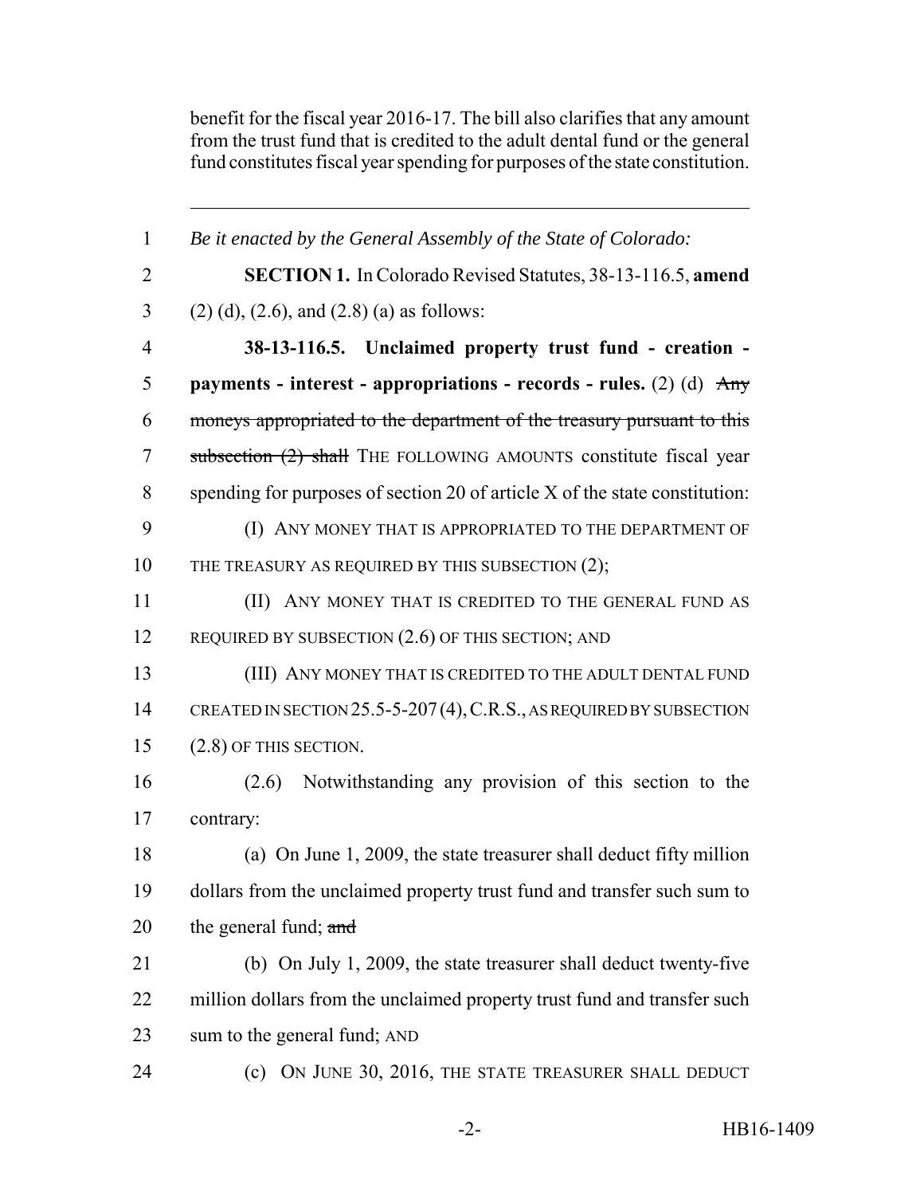benefit for the fiscal year 2016-17. The bill also clarifies that any amount from the trust fund that is credited to the adult dental fund or the general fund constitutes fiscal year spending for purposes of the state constitution.

---

1 *Be it enacted by the General Assembly of the State of Colorado:*

2 **SECTION 1.** In Colorado Revised Statutes, 38-13-116.5, **amend**
3 (2) (d), (2.6), and (2.8) (a) as follows:

4 **38-13-116.5. Unclaimed property trust fund - creation -**
5 **payments - interest - appropriations - records - rules.** (2) (d) ~~Any~~
6 ~~moneys appropriated to the department of the treasury pursuant to this~~
7 ~~subsection (2) shall~~ THE FOLLOWING AMOUNTS constitute fiscal year
8 spending for purposes of section 20 of article X of the state constitution:

9 (I) ANY MONEY THAT IS APPROPRIATED TO THE DEPARTMENT OF
10 THE TREASURY AS REQUIRED BY THIS SUBSECTION (2);

11 (II) ANY MONEY THAT IS CREDITED TO THE GENERAL FUND AS
12 REQUIRED BY SUBSECTION (2.6) OF THIS SECTION; AND

13 (III) ANY MONEY THAT IS CREDITED TO THE ADULT DENTAL FUND
14 CREATED IN SECTION 25.5-5-207 (4), C.R.S., AS REQUIRED BY SUBSECTION
15 (2.8) OF THIS SECTION.

16 (2.6) Notwithstanding any provision of this section to the
17 contrary:

18 (a) On June 1, 2009, the state treasurer shall deduct fifty million
19 dollars from the unclaimed property trust fund and transfer such sum to
20 the general fund; ~~and~~

21 (b) On July 1, 2009, the state treasurer shall deduct twenty-five
22 million dollars from the unclaimed property trust fund and transfer such
23 sum to the general fund; AND

24 (c) ON JUNE 30, 2016, THE STATE TREASURER SHALL DEDUCT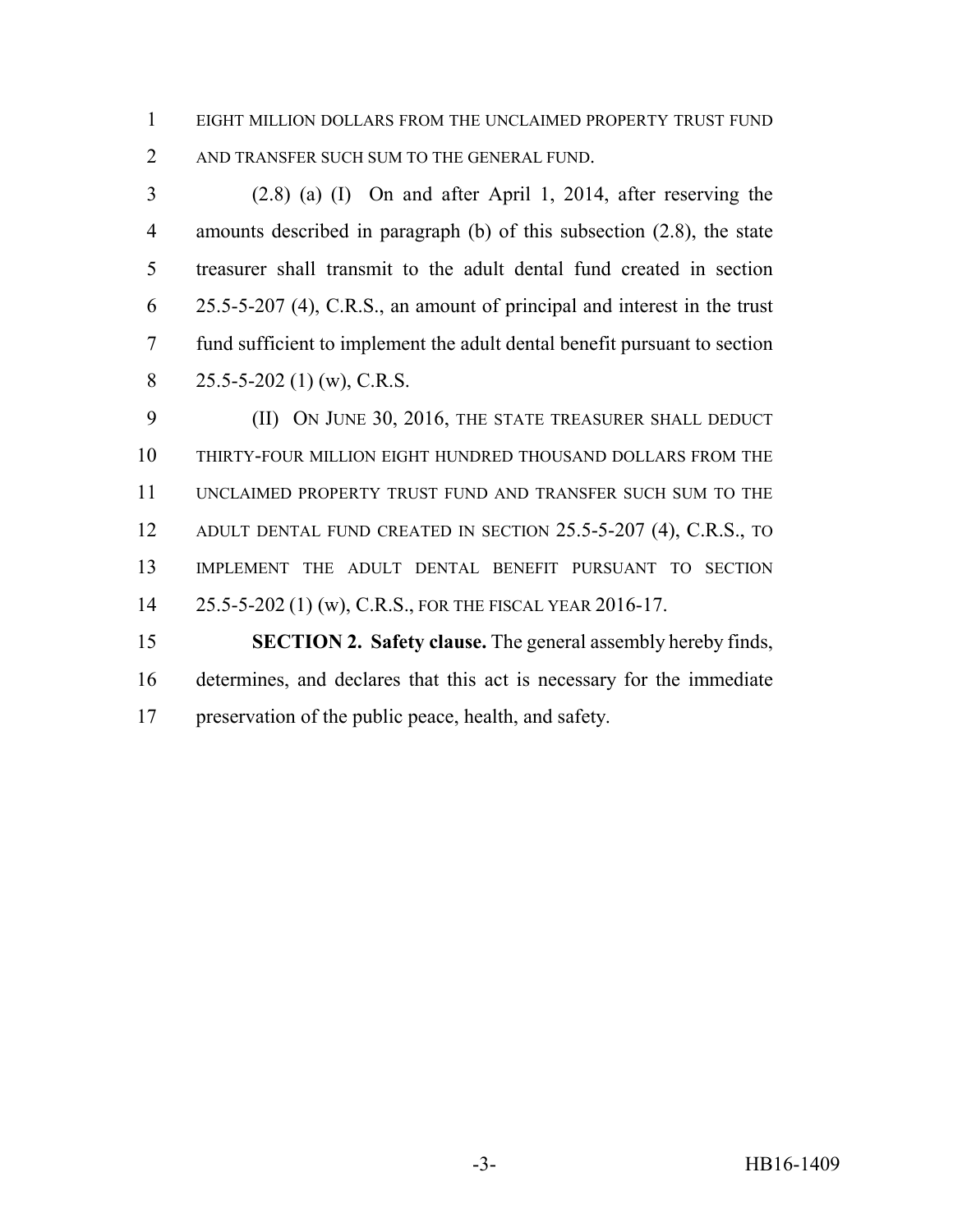EIGHT MILLION DOLLARS FROM THE UNCLAIMED PROPERTY TRUST FUND AND TRANSFER SUCH SUM TO THE GENERAL FUND.

(2.8) (a) (I) On and after April 1, 2014, after reserving the amounts described in paragraph (b) of this subsection (2.8), the state treasurer shall transmit to the adult dental fund created in section 25.5-5-207 (4), C.R.S., an amount of principal and interest in the trust fund sufficient to implement the adult dental benefit pursuant to section 25.5-5-202 (1) (w), C.R.S.

(II) ON JUNE 30, 2016, THE STATE TREASURER SHALL DEDUCT THIRTY-FOUR MILLION EIGHT HUNDRED THOUSAND DOLLARS FROM THE UNCLAIMED PROPERTY TRUST FUND AND TRANSFER SUCH SUM TO THE ADULT DENTAL FUND CREATED IN SECTION 25.5-5-207 (4), C.R.S., TO IMPLEMENT THE ADULT DENTAL BENEFIT PURSUANT TO SECTION 25.5-5-202 (1) (w), C.R.S., FOR THE FISCAL YEAR 2016-17.

**SECTION 2. Safety clause.** The general assembly hereby finds, determines, and declares that this act is necessary for the immediate preservation of the public peace, health, and safety.